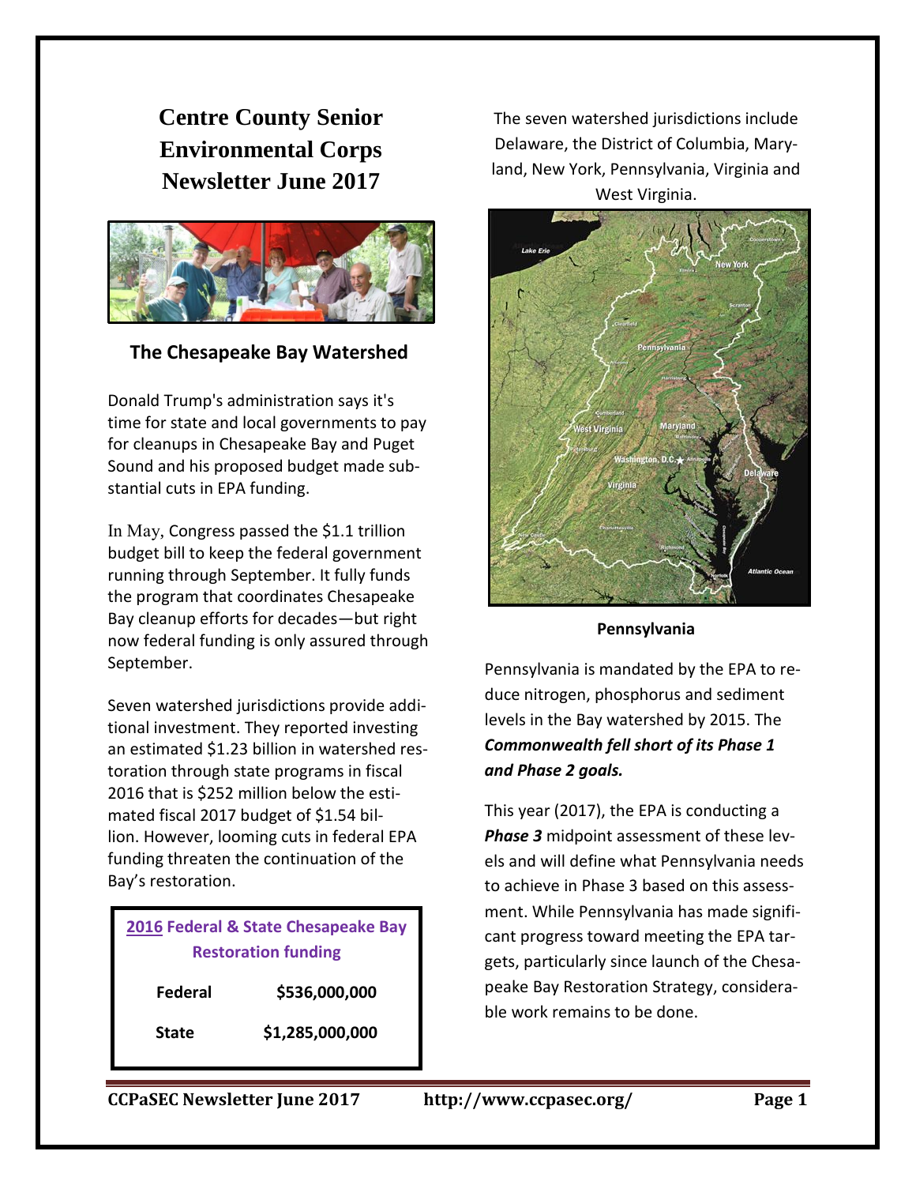# Centre County Senior Environmental Corps Newsletter June 2017

## The Chesapeake Bay Watershed

Donald Trump's administration says it's time for state and local governments to pay for cleanups in Chesapeake Bay and Puget Sound and his proposed budget made substantial cuts in EPA funding.

In May, Congress passed the $1.1 trillion budget bill to keep the federal government running through September. It fully funds the program that coordinates Chesapeake Bay cleanup efforts for decades—but right now federal funding is only assured through September.

Seven watershed jurisdictions provide additional investment. They reported investing an estimated $1.23 billion in watershed restoration through state programs in fiscal 2016 that is $252 million below the estimated fiscal 2017 budget of $1.54 billion. However, looming cuts in federal EPA funding threaten the continuation of the Bay's restoration.

| 2016 Federal & State Chesapeake Bay Restoration funding | |
|---|---|
| **Federal** | **$536,000,000** |
| **State** | **$1,285,000,000** |

The seven watershed jurisdictions include Delaware, the District of Columbia, Maryland, New York, Pennsylvania, Virginia and West Virginia.

### Pennsylvania

Pennsylvania is mandated by the EPA to reduce nitrogen, phosphorus and sediment levels in the Bay watershed by 2015. The ***Commonwealth fell short of its Phase 1 and Phase 2 goals.***

This year (2017), the EPA is conducting a ***Phase 3*** midpoint assessment of these levels and will define what Pennsylvania needs to achieve in Phase 3 based on this assessment. While Pennsylvania has made significant progress toward meeting the EPA targets, particularly since launch of the Chesapeake Bay Restoration Strategy, considerable work remains to be done.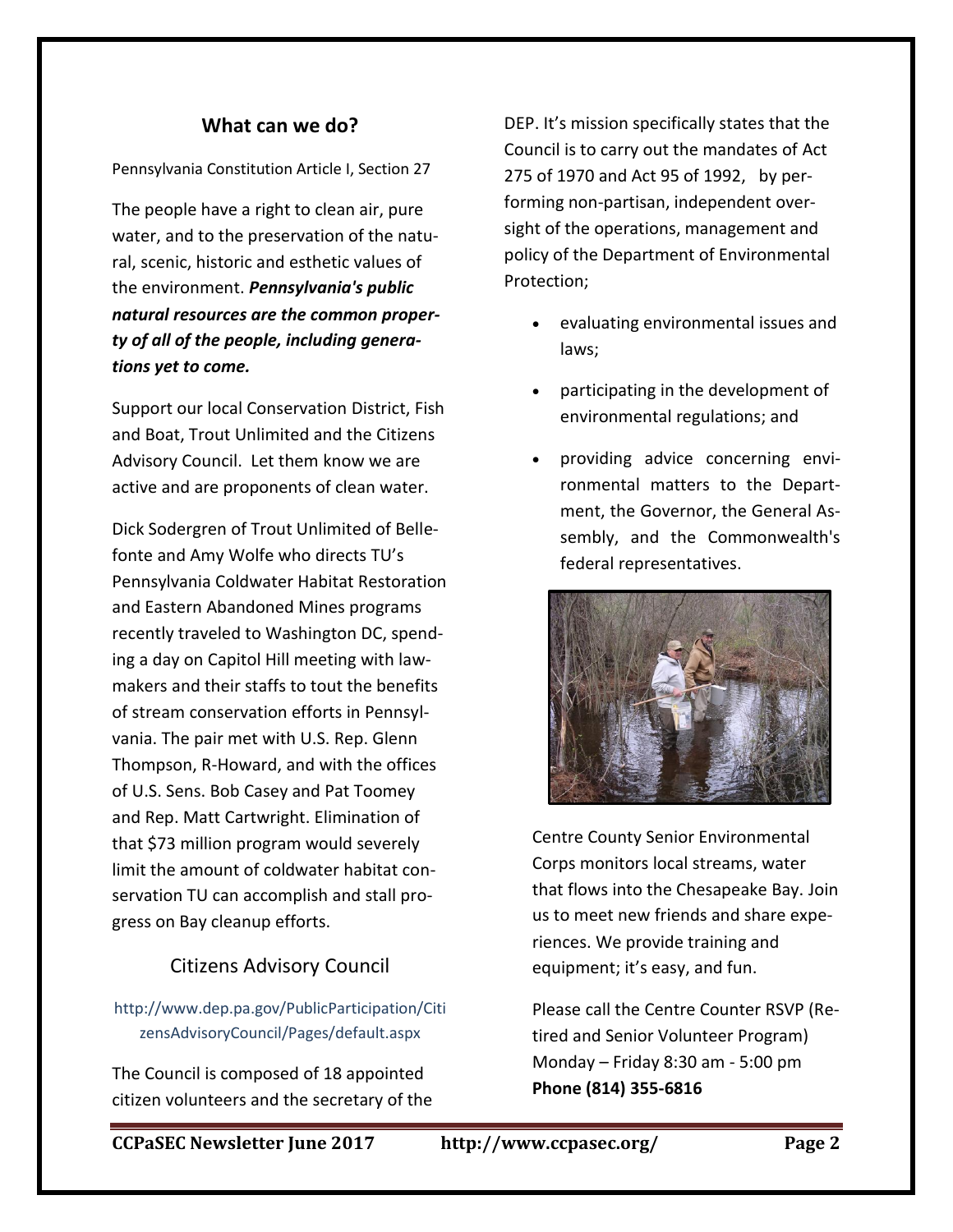## What can we do?

Pennsylvania Constitution Article I, Section 27

The people have a right to clean air, pure water, and to the preservation of the natural, scenic, historic and esthetic values of the environment. ***Pennsylvania's public natural resources are the common property of all of the people, including generations yet to come.***

Support our local Conservation District, Fish and Boat, Trout Unlimited and the Citizens Advisory Council. Let them know we are active and are proponents of clean water.

Dick Sodergren of Trout Unlimited of Bellefonte and Amy Wolfe who directs TU's Pennsylvania Coldwater Habitat Restoration and Eastern Abandoned Mines programs recently traveled to Washington DC, spending a day on Capitol Hill meeting with lawmakers and their staffs to tout the benefits of stream conservation efforts in Pennsylvania. The pair met with U.S. Rep. Glenn Thompson, R-Howard, and with the offices of U.S. Sens. Bob Casey and Pat Toomey and Rep. Matt Cartwright. Elimination of that $73 million program would severely limit the amount of coldwater habitat conservation TU can accomplish and stall progress on Bay cleanup efforts.

### Citizens Advisory Council

http://www.dep.pa.gov/PublicParticipation/CitizensAdvisoryCouncil/Pages/default.aspx

The Council is composed of 18 appointed citizen volunteers and the secretary of the DEP. It's mission specifically states that the Council is to carry out the mandates of Act 275 of 1970 and Act 95 of 1992, by performing non-partisan, independent oversight of the operations, management and policy of the Department of Environmental Protection;

- evaluating environmental issues and laws;
- participating in the development of environmental regulations; and
- providing advice concerning environmental matters to the Department, the Governor, the General Assembly, and the Commonwealth's federal representatives.

Centre County Senior Environmental Corps monitors local streams, water that flows into the Chesapeake Bay. Join us to meet new friends and share experiences. We provide training and equipment; it's easy, and fun.

Please call the Centre Counter RSVP (Retired and Senior Volunteer Program) Monday – Friday 8:30 am - 5:00 pm
**Phone (814) 355-6816**